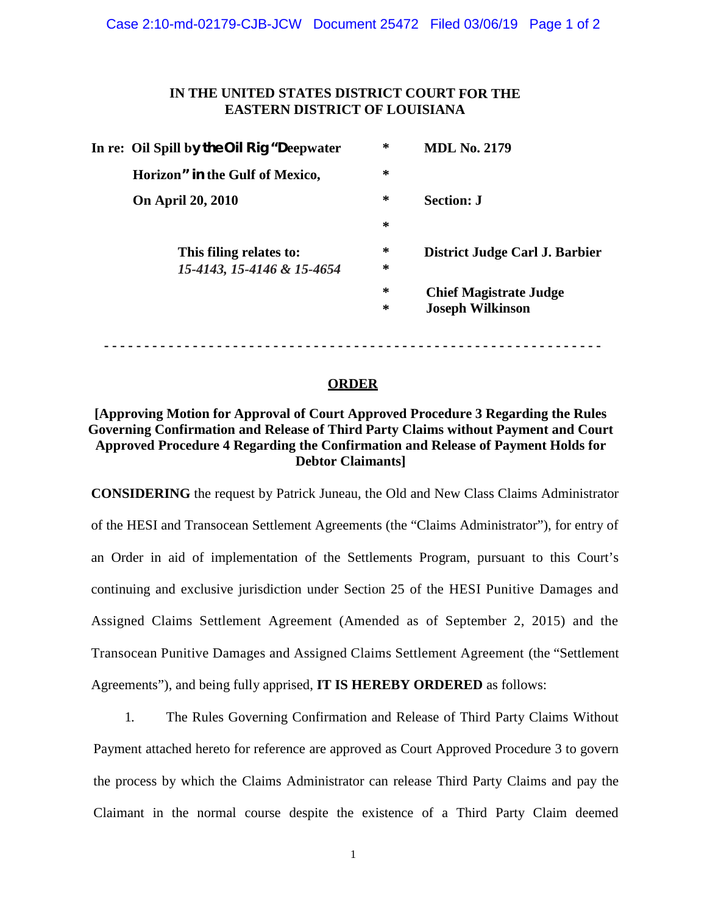**IN THE UNITED STATES DISTRICT COURT FOR THE EASTERN DISTRICT OF LOUISIANA**

| | | |
|---|---|---|
| **In re: Oil Spill by the Oil Rig "Deepwater Horizon" in the Gulf of Mexico, On April 20, 2010** | * | **MDL No. 2179** |
| | * | **Section: J** |
| **This filing relates to:** ***15-4143, 15-4146 & 15-4654*** | * | **District Judge Carl J. Barbier** |
| | * | **Chief Magistrate Judge Joseph Wilkinson** |

- - - - - - - - - - - - - - - - - - - - - - - - - - - - - - - - - - - - - - - - - - - - - - - - - - - - - - - - - - - -

## ORDER

**[Approving Motion for Approval of Court Approved Procedure 3 Regarding the Rules Governing Confirmation and Release of Third Party Claims without Payment and Court Approved Procedure 4 Regarding the Confirmation and Release of Payment Holds for Debtor Claimants]**

**CONSIDERING** the request by Patrick Juneau, the Old and New Class Claims Administrator of the HESI and Transocean Settlement Agreements (the "Claims Administrator"), for entry of an Order in aid of implementation of the Settlements Program, pursuant to this Court's continuing and exclusive jurisdiction under Section 25 of the HESI Punitive Damages and Assigned Claims Settlement Agreement (Amended as of September 2, 2015) and the Transocean Punitive Damages and Assigned Claims Settlement Agreement (the "Settlement Agreements"), and being fully apprised, **IT IS HEREBY ORDERED** as follows:

1. The Rules Governing Confirmation and Release of Third Party Claims Without Payment attached hereto for reference are approved as Court Approved Procedure 3 to govern the process by which the Claims Administrator can release Third Party Claims and pay the Claimant in the normal course despite the existence of a Third Party Claim deemed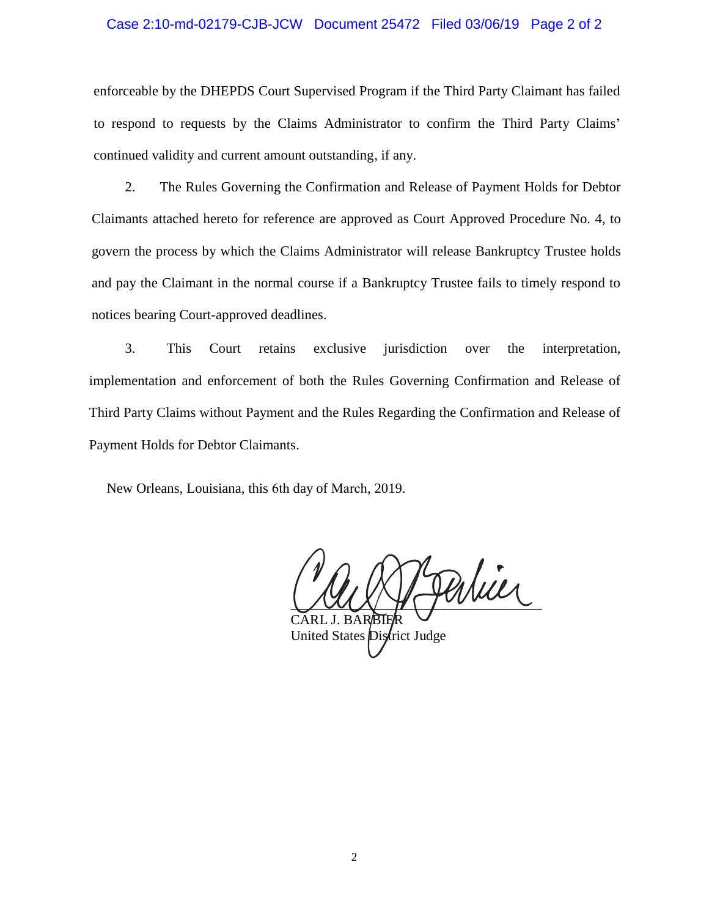enforceable by the DHEPDS Court Supervised Program if the Third Party Claimant has failed to respond to requests by the Claims Administrator to confirm the Third Party Claims' continued validity and current amount outstanding, if any.

2. The Rules Governing the Confirmation and Release of Payment Holds for Debtor Claimants attached hereto for reference are approved as Court Approved Procedure No. 4, to govern the process by which the Claims Administrator will release Bankruptcy Trustee holds and pay the Claimant in the normal course if a Bankruptcy Trustee fails to timely respond to notices bearing Court-approved deadlines.

3. This Court retains exclusive jurisdiction over the interpretation, implementation and enforcement of both the Rules Governing Confirmation and Release of Third Party Claims without Payment and the Rules Regarding the Confirmation and Release of Payment Holds for Debtor Claimants.

New Orleans, Louisiana, this 6th day of March, 2019.

CARL J. BARBIER
United States District Judge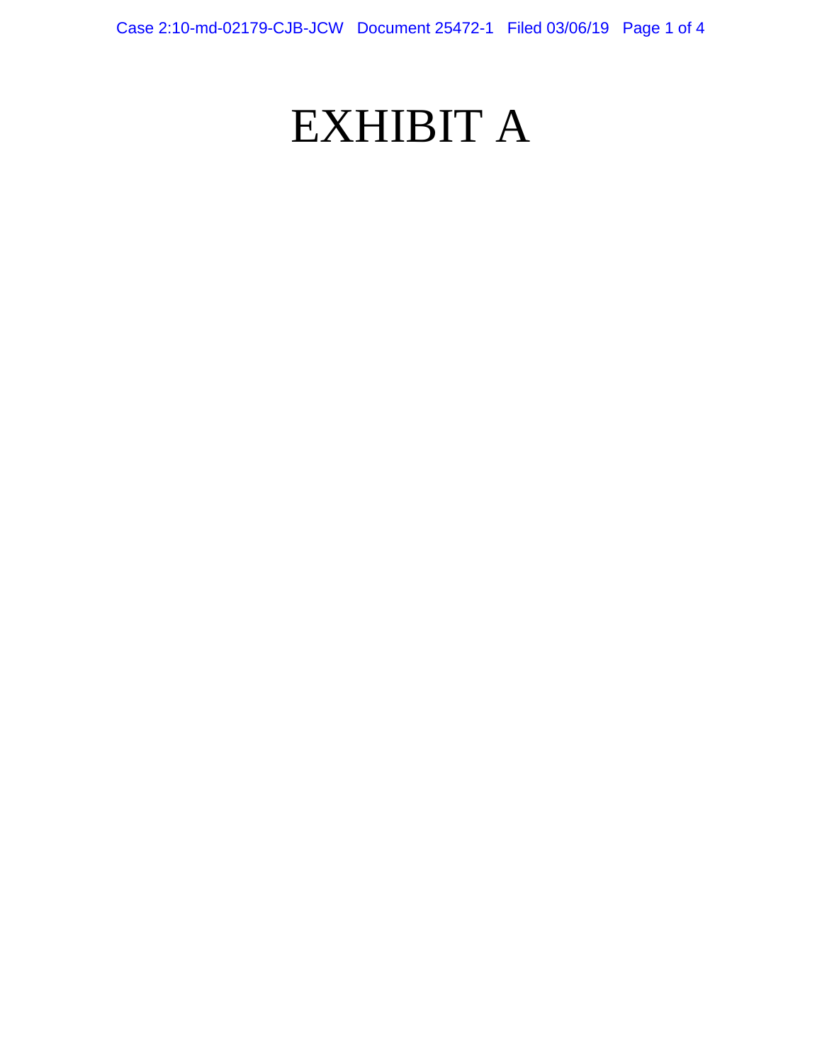# EXHIBIT A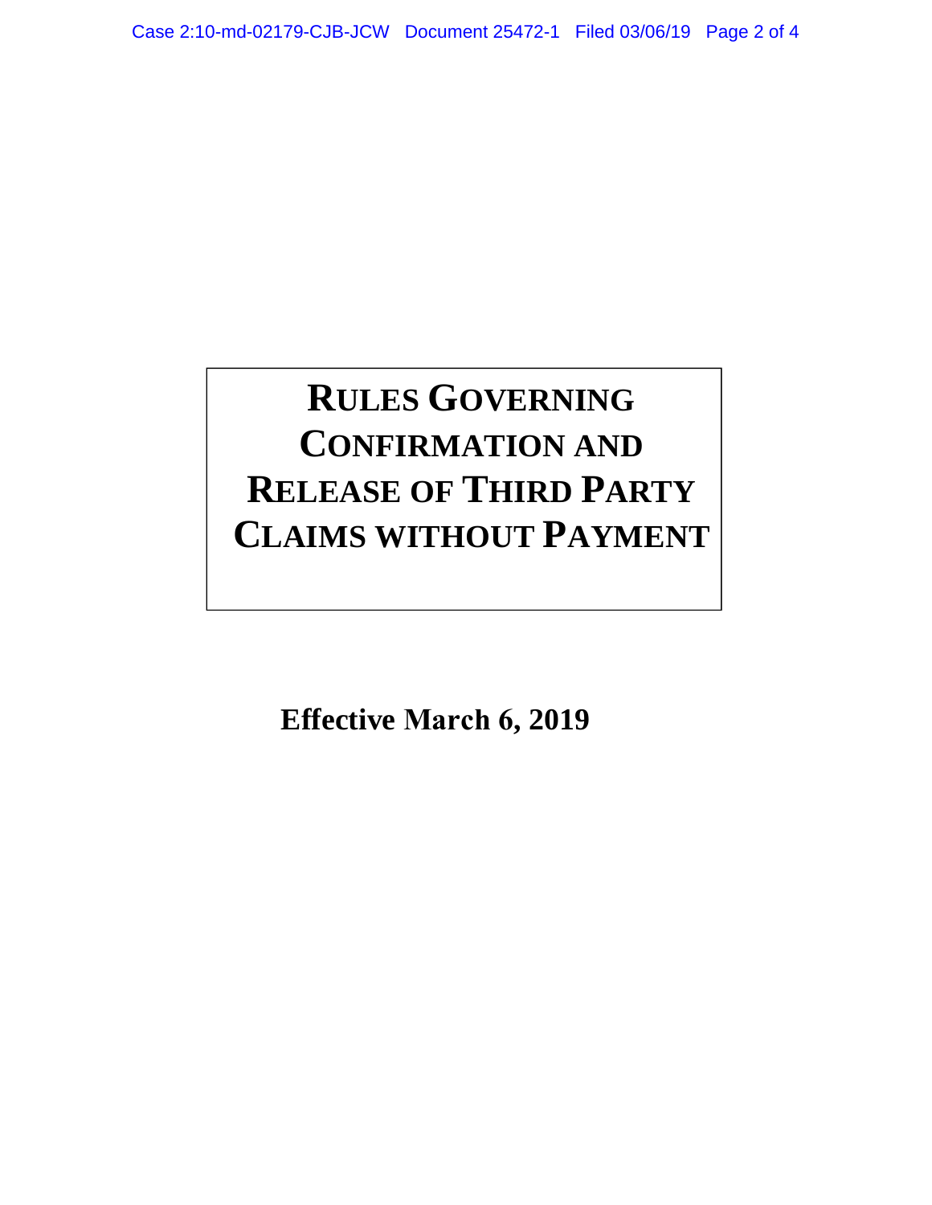# RULES GOVERNING CONFIRMATION AND RELEASE OF THIRD PARTY CLAIMS WITHOUT PAYMENT

**Effective March 6, 2019**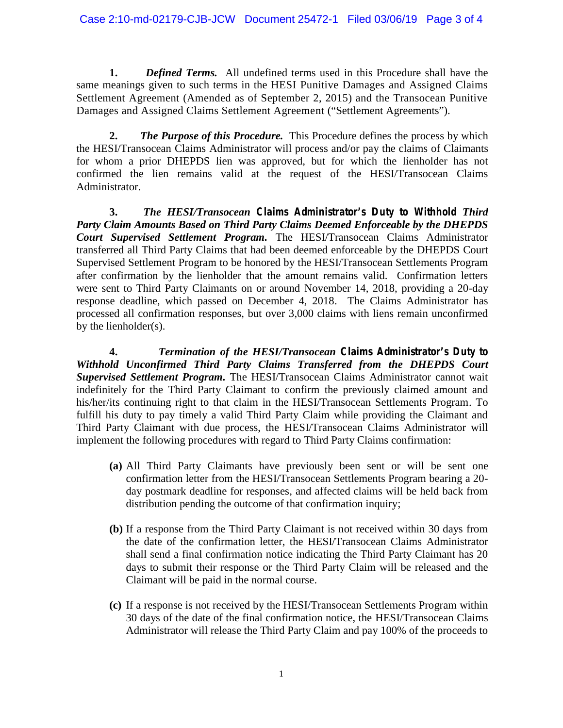**1.** ***Defined Terms.*** All undefined terms used in this Procedure shall have the same meanings given to such terms in the HESI Punitive Damages and Assigned Claims Settlement Agreement (Amended as of September 2, 2015) and the Transocean Punitive Damages and Assigned Claims Settlement Agreement ("Settlement Agreements").

**2.** ***The Purpose of this Procedure.*** This Procedure defines the process by which the HESI/Transocean Claims Administrator will process and/or pay the claims of Claimants for whom a prior DHEPDS lien was approved, but for which the lienholder has not confirmed the lien remains valid at the request of the HESI/Transocean Claims Administrator.

**3.** ***The HESI/Transocean Claims Administrator's Duty to Withhold Third Party Claim Amounts Based on Third Party Claims Deemed Enforceable by the DHEPDS Court Supervised Settlement Program.*** The HESI/Transocean Claims Administrator transferred all Third Party Claims that had been deemed enforceable by the DHEPDS Court Supervised Settlement Program to be honored by the HESI/Transocean Settlements Program after confirmation by the lienholder that the amount remains valid. Confirmation letters were sent to Third Party Claimants on or around November 14, 2018, providing a 20-day response deadline, which passed on December 4, 2018. The Claims Administrator has processed all confirmation responses, but over 3,000 claims with liens remain unconfirmed by the lienholder(s).

**4.** ***Termination of the HESI/Transocean Claims Administrator's Duty to Withhold Unconfirmed Third Party Claims Transferred from the DHEPDS Court Supervised Settlement Program.*** The HESI/Transocean Claims Administrator cannot wait indefinitely for the Third Party Claimant to confirm the previously claimed amount and his/her/its continuing right to that claim in the HESI/Transocean Settlements Program. To fulfill his duty to pay timely a valid Third Party Claim while providing the Claimant and Third Party Claimant with due process, the HESI/Transocean Claims Administrator will implement the following procedures with regard to Third Party Claims confirmation:

- **(a)** All Third Party Claimants have previously been sent or will be sent one confirmation letter from the HESI/Transocean Settlements Program bearing a 20-day postmark deadline for responses, and affected claims will be held back from distribution pending the outcome of that confirmation inquiry;

- **(b)** If a response from the Third Party Claimant is not received within 30 days from the date of the confirmation letter, the HESI/Transocean Claims Administrator shall send a final confirmation notice indicating the Third Party Claimant has 20 days to submit their response or the Third Party Claim will be released and the Claimant will be paid in the normal course.

- **(c)** If a response is not received by the HESI/Transocean Settlements Program within 30 days of the date of the final confirmation notice, the HESI/Transocean Claims Administrator will release the Third Party Claim and pay 100% of the proceeds to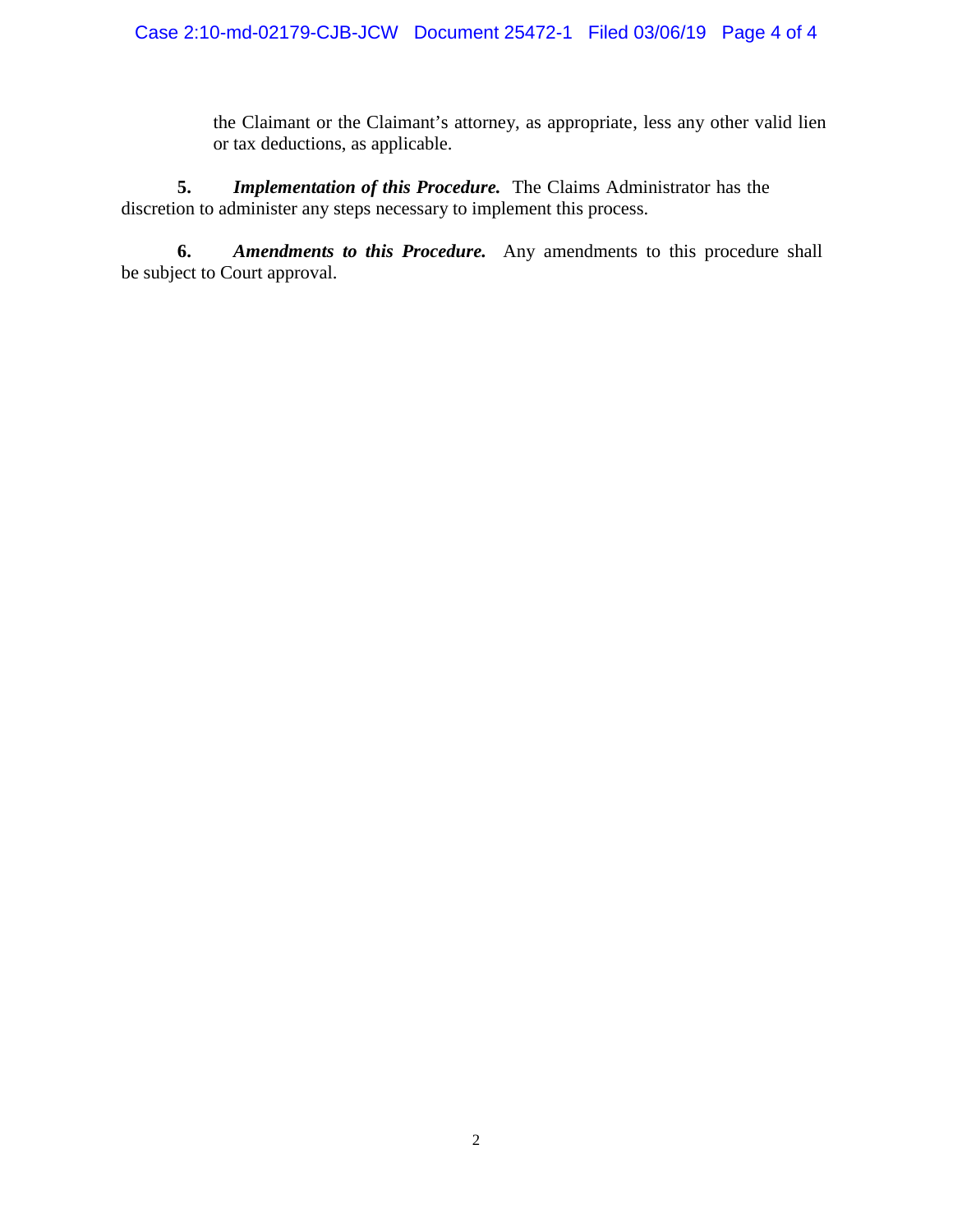the Claimant or the Claimant's attorney, as appropriate, less any other valid lien or tax deductions, as applicable.

**5.** ***Implementation of this Procedure.*** The Claims Administrator has the discretion to administer any steps necessary to implement this process.

**6.** ***Amendments to this Procedure.*** Any amendments to this procedure shall be subject to Court approval.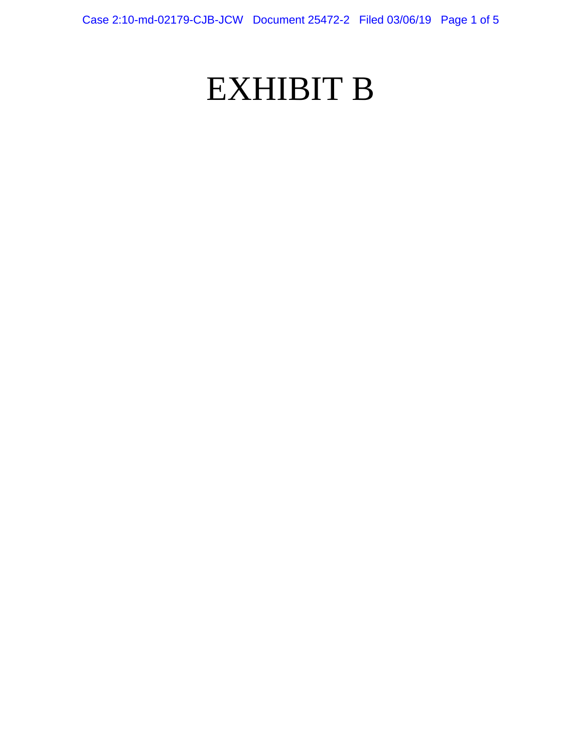# EXHIBIT B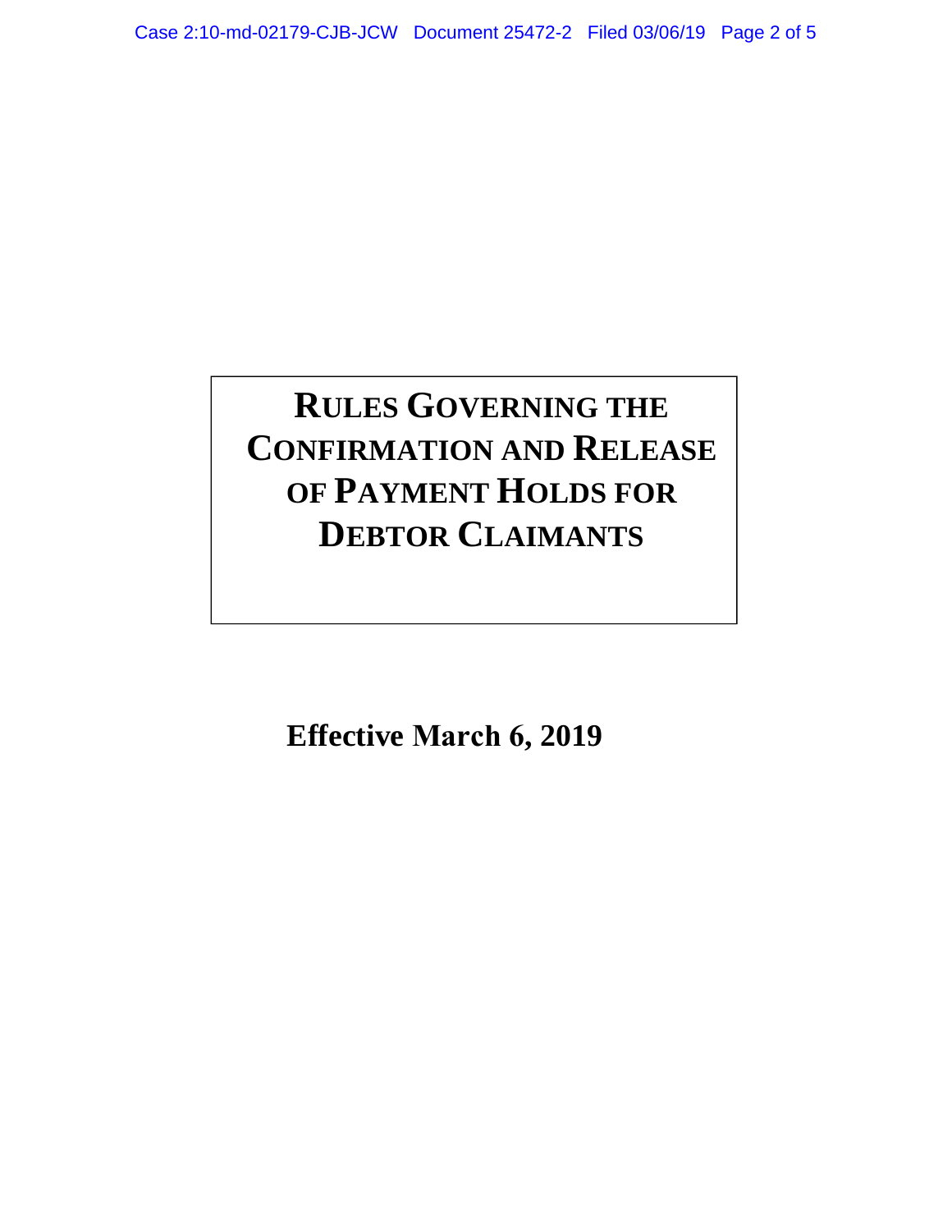# RULES GOVERNING THE CONFIRMATION AND RELEASE OF PAYMENT HOLDS FOR DEBTOR CLAIMANTS

**Effective March 6, 2019**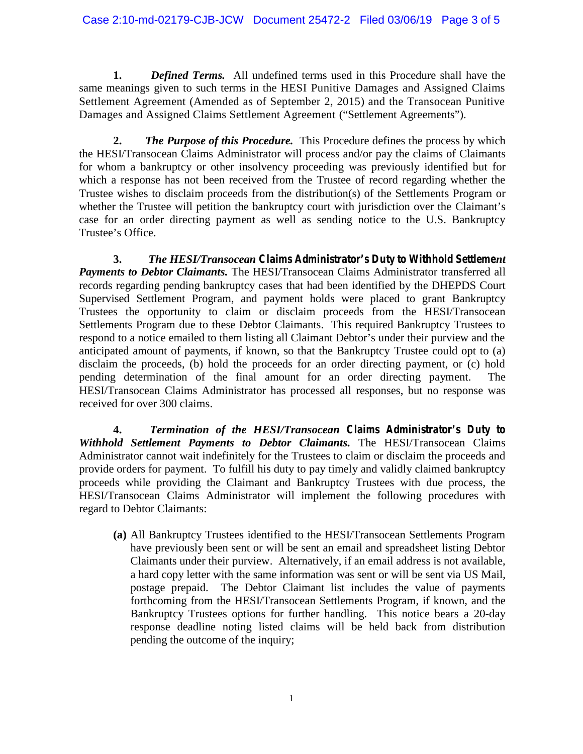**1.** ***Defined Terms.*** All undefined terms used in this Procedure shall have the same meanings given to such terms in the HESI Punitive Damages and Assigned Claims Settlement Agreement (Amended as of September 2, 2015) and the Transocean Punitive Damages and Assigned Claims Settlement Agreement ("Settlement Agreements").

**2.** ***The Purpose of this Procedure.*** This Procedure defines the process by which the HESI/Transocean Claims Administrator will process and/or pay the claims of Claimants for whom a bankruptcy or other insolvency proceeding was previously identified but for which a response has not been received from the Trustee of record regarding whether the Trustee wishes to disclaim proceeds from the distribution(s) of the Settlements Program or whether the Trustee will petition the bankruptcy court with jurisdiction over the Claimant's case for an order directing payment as well as sending notice to the U.S. Bankruptcy Trustee's Office.

**3.** ***The HESI/Transocean Claims Administrator's Duty to Withhold Settlement Payments to Debtor Claimants.*** The HESI/Transocean Claims Administrator transferred all records regarding pending bankruptcy cases that had been identified by the DHEPDS Court Supervised Settlement Program, and payment holds were placed to grant Bankruptcy Trustees the opportunity to claim or disclaim proceeds from the HESI/Transocean Settlements Program due to these Debtor Claimants. This required Bankruptcy Trustees to respond to a notice emailed to them listing all Claimant Debtor's under their purview and the anticipated amount of payments, if known, so that the Bankruptcy Trustee could opt to (a) disclaim the proceeds, (b) hold the proceeds for an order directing payment, or (c) hold pending determination of the final amount for an order directing payment. The HESI/Transocean Claims Administrator has processed all responses, but no response was received for over 300 claims.

**4.** ***Termination of the HESI/Transocean Claims Administrator's Duty to Withhold Settlement Payments to Debtor Claimants.*** The HESI/Transocean Claims Administrator cannot wait indefinitely for the Trustees to claim or disclaim the proceeds and provide orders for payment. To fulfill his duty to pay timely and validly claimed bankruptcy proceeds while providing the Claimant and Bankruptcy Trustees with due process, the HESI/Transocean Claims Administrator will implement the following procedures with regard to Debtor Claimants:

- **(a)** All Bankruptcy Trustees identified to the HESI/Transocean Settlements Program have previously been sent or will be sent an email and spreadsheet listing Debtor Claimants under their purview. Alternatively, if an email address is not available, a hard copy letter with the same information was sent or will be sent via US Mail, postage prepaid. The Debtor Claimant list includes the value of payments forthcoming from the HESI/Transocean Settlements Program, if known, and the Bankruptcy Trustees options for further handling. This notice bears a 20-day response deadline noting listed claims will be held back from distribution pending the outcome of the inquiry;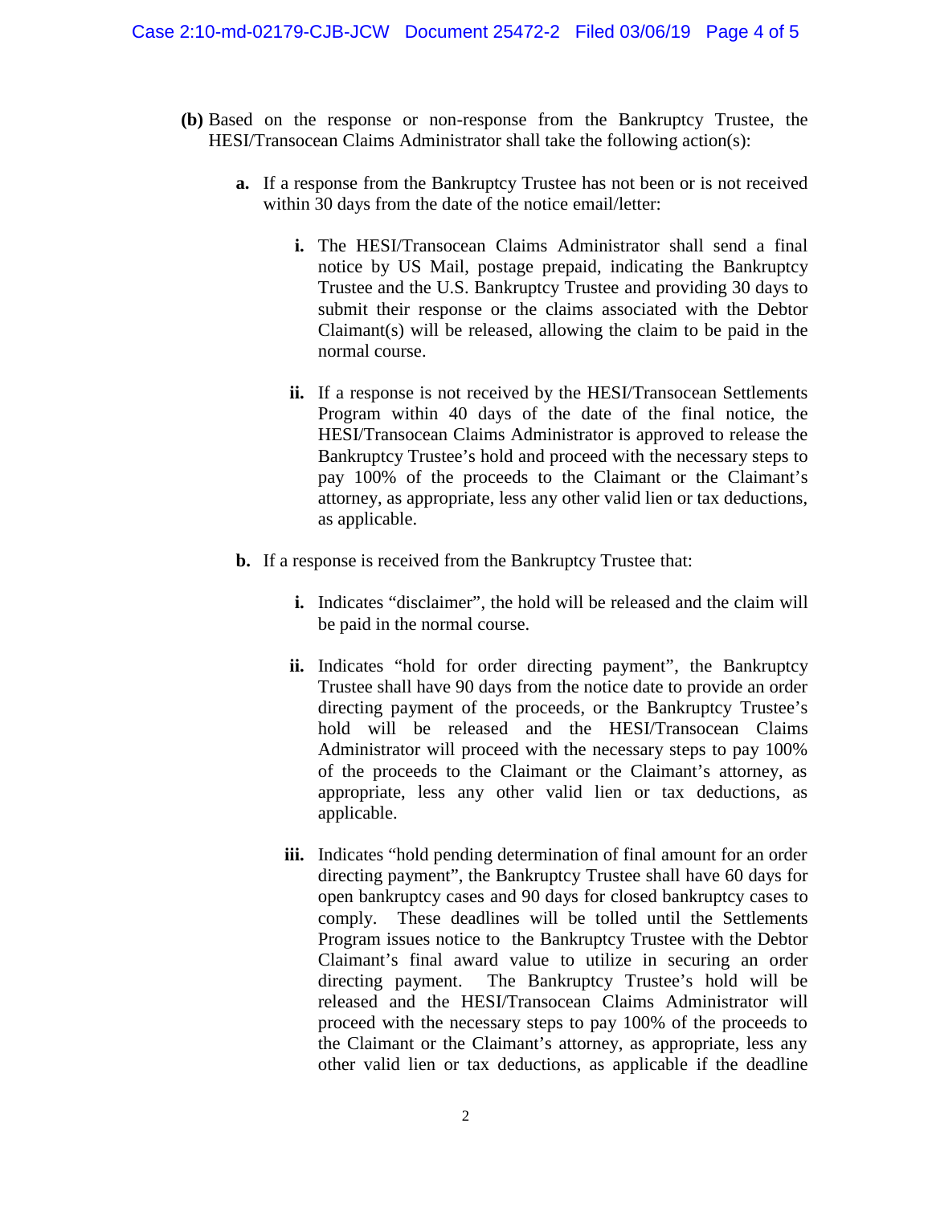**(b)** Based on the response or non-response from the Bankruptcy Trustee, the HESI/Transocean Claims Administrator shall take the following action(s):

- **a.** If a response from the Bankruptcy Trustee has not been or is not received within 30 days from the date of the notice email/letter:

  - **i.** The HESI/Transocean Claims Administrator shall send a final notice by US Mail, postage prepaid, indicating the Bankruptcy Trustee and the U.S. Bankruptcy Trustee and providing 30 days to submit their response or the claims associated with the Debtor Claimant(s) will be released, allowing the claim to be paid in the normal course.

  - **ii.** If a response is not received by the HESI/Transocean Settlements Program within 40 days of the date of the final notice, the HESI/Transocean Claims Administrator is approved to release the Bankruptcy Trustee's hold and proceed with the necessary steps to pay 100% of the proceeds to the Claimant or the Claimant's attorney, as appropriate, less any other valid lien or tax deductions, as applicable.

- **b.** If a response is received from the Bankruptcy Trustee that:

  - **i.** Indicates "disclaimer", the hold will be released and the claim will be paid in the normal course.

  - **ii.** Indicates "hold for order directing payment", the Bankruptcy Trustee shall have 90 days from the notice date to provide an order directing payment of the proceeds, or the Bankruptcy Trustee's hold will be released and the HESI/Transocean Claims Administrator will proceed with the necessary steps to pay 100% of the proceeds to the Claimant or the Claimant's attorney, as appropriate, less any other valid lien or tax deductions, as applicable.

  - **iii.** Indicates "hold pending determination of final amount for an order directing payment", the Bankruptcy Trustee shall have 60 days for open bankruptcy cases and 90 days for closed bankruptcy cases to comply. These deadlines will be tolled until the Settlements Program issues notice to the Bankruptcy Trustee with the Debtor Claimant's final award value to utilize in securing an order directing payment. The Bankruptcy Trustee's hold will be released and the HESI/Transocean Claims Administrator will proceed with the necessary steps to pay 100% of the proceeds to the Claimant or the Claimant's attorney, as appropriate, less any other valid lien or tax deductions, as applicable if the deadline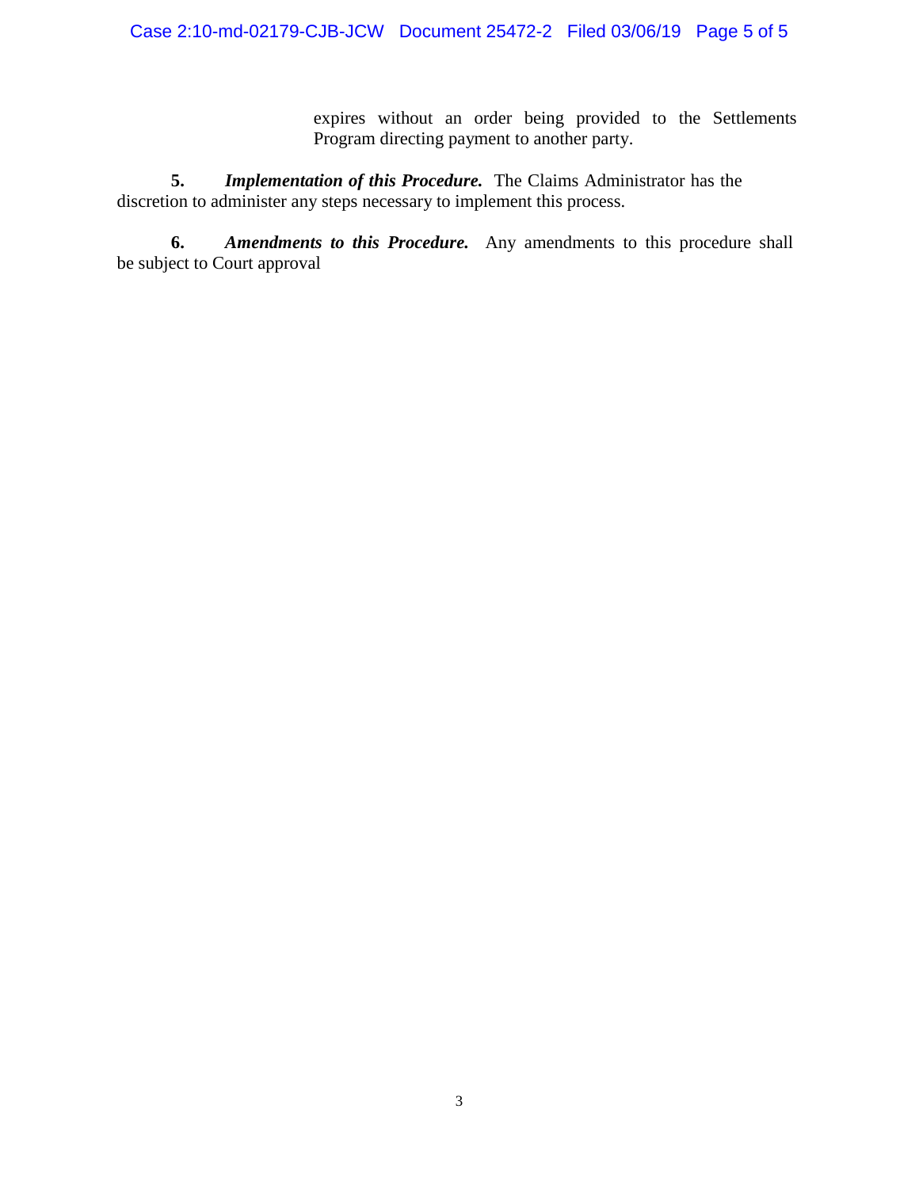expires without an order being provided to the Settlements Program directing payment to another party.

**5.** ***Implementation of this Procedure.*** The Claims Administrator has the discretion to administer any steps necessary to implement this process.

**6.** ***Amendments to this Procedure.*** Any amendments to this procedure shall be subject to Court approval